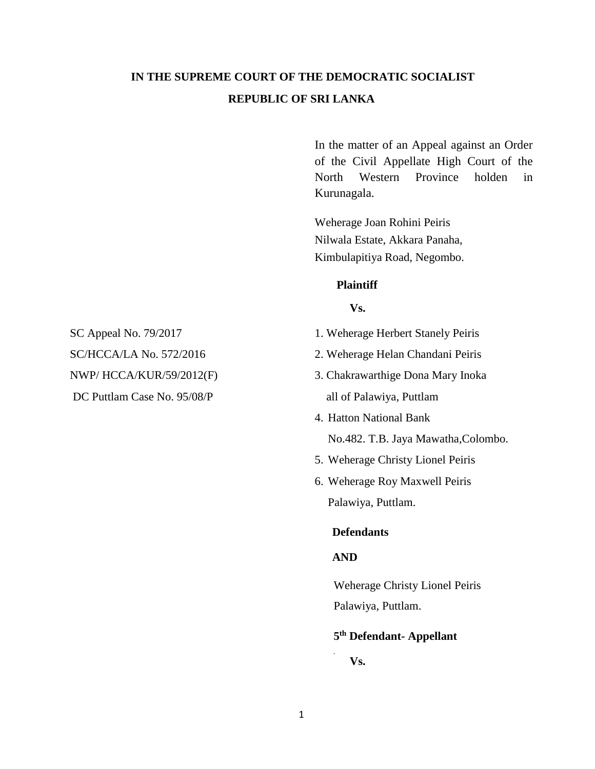# IN THE SUPREME COURT OF THE DEMOCRATIC SOCIALIST REPUBLIC OF SRI LANKA

In the matter of an Appeal against an Order of the Civil Appellate High Court of the North Western Province holden in Kurunagala.

Weherage Joan Rohini Peiris
Nilwala Estate, Akkara Panaha,
Kimbulapitiya Road, Negombo.

**Plaintiff**

**Vs.**

SC Appeal No. 79/2017
SC/HCCA/LA No. 572/2016
NWP/ HCCA/KUR/59/2012(F)
DC Puttlam Case No. 95/08/P

1. Weherage Herbert Stanely Peiris
2. Weherage Helan Chandani Peiris
3. Chakrawarthige Dona Mary Inoka
   all of Palawiya, Puttlam
4. Hatton National Bank
   No.482. T.B. Jaya Mawatha,Colombo.
5. Weherage Christy Lionel Peiris
6. Weherage Roy Maxwell Peiris
   Palawiya, Puttlam.

**Defendants**

**AND**

Weherage Christy Lionel Peiris
Palawiya, Puttlam.

**5th Defendant- Appellant**

**Vs.**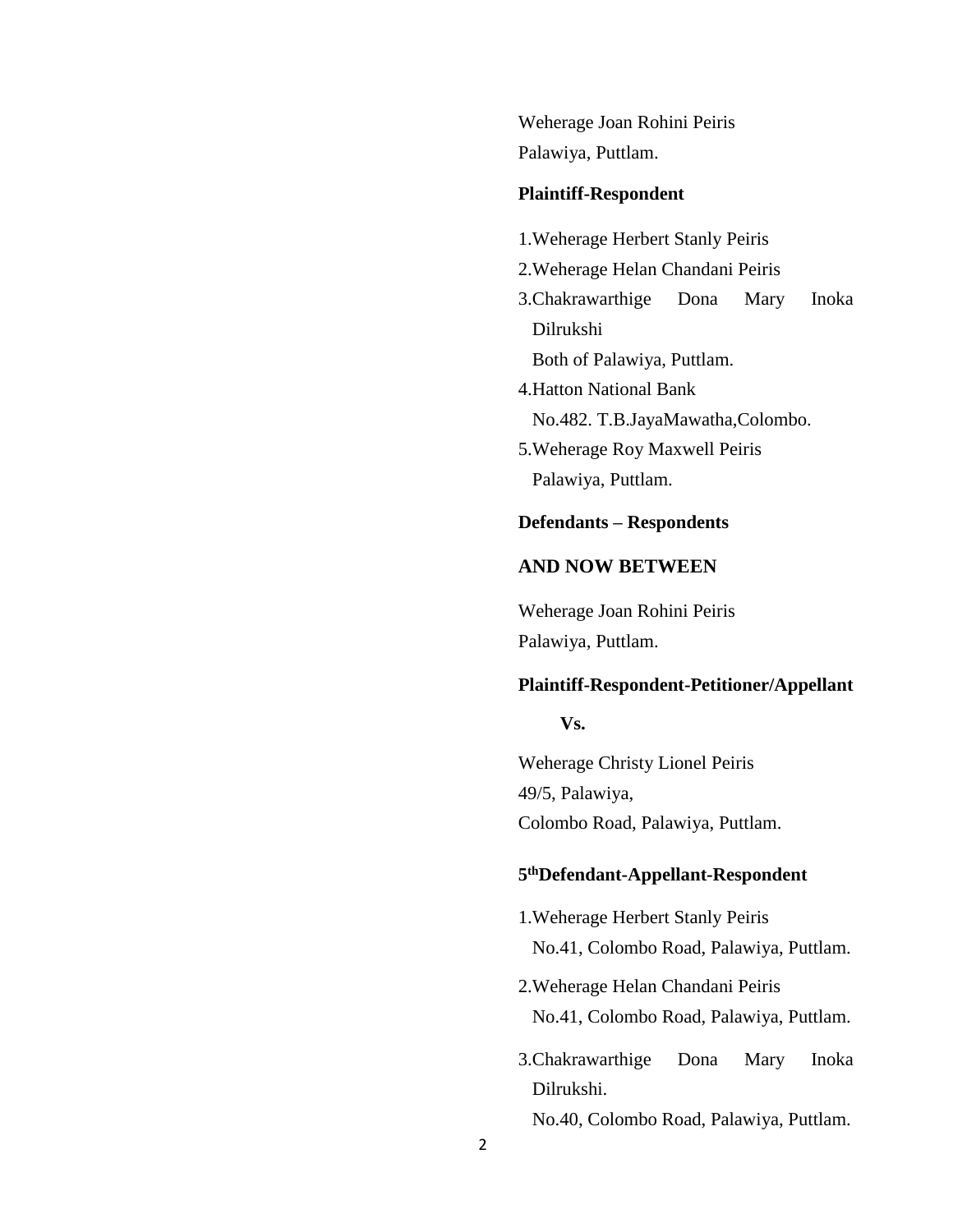Weherage Joan Rohini Peiris
Palawiya, Puttlam.

**Plaintiff-Respondent**

1.Weherage Herbert Stanly Peiris
2.Weherage Helan Chandani Peiris
3.Chakrawarthige Dona Mary Inoka Dilrukshi
Both of Palawiya, Puttlam.
4.Hatton National Bank
No.482. T.B.JayaMawatha,Colombo.
5.Weherage Roy Maxwell Peiris
Palawiya, Puttlam.

**Defendants – Respondents**

**AND NOW BETWEEN**

Weherage Joan Rohini Peiris
Palawiya, Puttlam.

**Plaintiff-Respondent-Petitioner/Appellant**

**Vs.**

Weherage Christy Lionel Peiris
49/5, Palawiya,
Colombo Road, Palawiya, Puttlam.

**5thDefendant-Appellant-Respondent**

1.Weherage Herbert Stanly Peiris
No.41, Colombo Road, Palawiya, Puttlam.

2.Weherage Helan Chandani Peiris
No.41, Colombo Road, Palawiya, Puttlam.

3.Chakrawarthige Dona Mary Inoka Dilrukshi.
No.40, Colombo Road, Palawiya, Puttlam.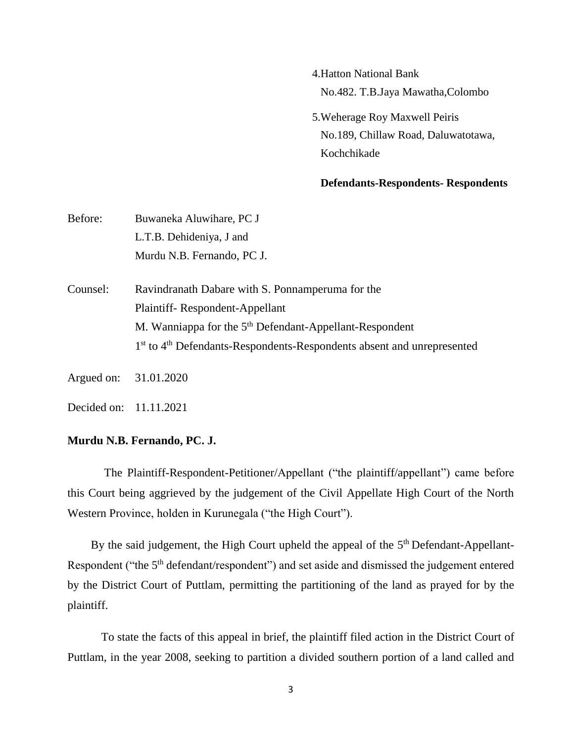4.Hatton National Bank
No.482. T.B.Jaya Mawatha,Colombo

5.Weherage Roy Maxwell Peiris
No.189, Chillaw Road, Daluwatotawa, Kochchikade

**Defendants-Respondents- Respondents**

Before: Buwaneka Aluwihare, PC J
L.T.B. Dehideniya, J and
Murdu N.B. Fernando, PC J.

Counsel: Ravindranath Dabare with S. Ponnamperuma for the Plaintiff- Respondent-Appellant
M. Wanniappa for the 5th Defendant-Appellant-Respondent
1st to 4th Defendants-Respondents-Respondents absent and unrepresented

Argued on: 31.01.2020

Decided on: 11.11.2021

**Murdu N.B. Fernando, PC. J.**

The Plaintiff-Respondent-Petitioner/Appellant ("the plaintiff/appellant") came before this Court being aggrieved by the judgement of the Civil Appellate High Court of the North Western Province, holden in Kurunegala ("the High Court").

By the said judgement, the High Court upheld the appeal of the 5th Defendant-Appellant-Respondent ("the 5th defendant/respondent") and set aside and dismissed the judgement entered by the District Court of Puttlam, permitting the partitioning of the land as prayed for by the plaintiff.

To state the facts of this appeal in brief, the plaintiff filed action in the District Court of Puttlam, in the year 2008, seeking to partition a divided southern portion of a land called and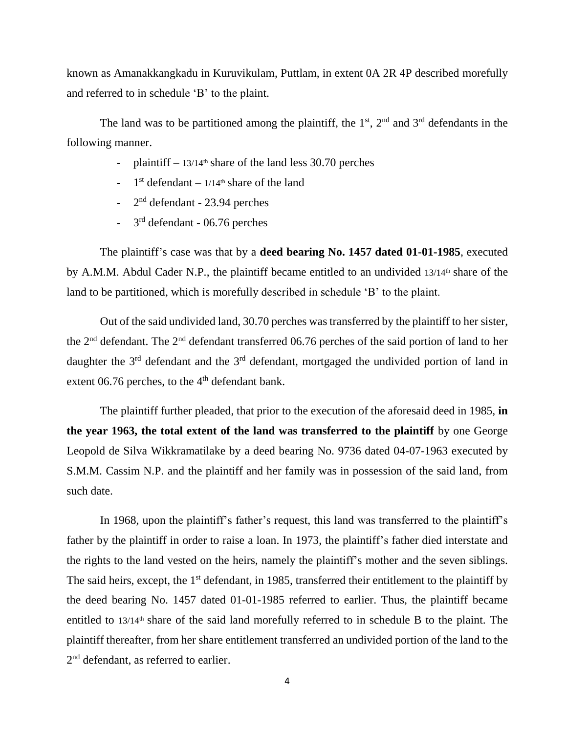known as Amanakkangkadu in Kuruvikulam, Puttlam, in extent 0A 2R 4P described morefully and referred to in schedule 'B' to the plaint.

The land was to be partitioned among the plaintiff, the 1st, 2nd and 3rd defendants in the following manner.

- plaintiff – 13/14th share of the land less 30.70 perches
- 1st defendant – 1/14th share of the land
- 2nd defendant - 23.94 perches
- 3rd defendant - 06.76 perches

The plaintiff's case was that by a **deed bearing No. 1457 dated 01-01-1985**, executed by A.M.M. Abdul Cader N.P., the plaintiff became entitled to an undivided 13/14th share of the land to be partitioned, which is morefully described in schedule 'B' to the plaint.

Out of the said undivided land, 30.70 perches was transferred by the plaintiff to her sister, the 2nd defendant. The 2nd defendant transferred 06.76 perches of the said portion of land to her daughter the 3rd defendant and the 3rd defendant, mortgaged the undivided portion of land in extent 06.76 perches, to the 4th defendant bank.

The plaintiff further pleaded, that prior to the execution of the aforesaid deed in 1985, **in the year 1963, the total extent of the land was transferred to the plaintiff** by one George Leopold de Silva Wikkramatilake by a deed bearing No. 9736 dated 04-07-1963 executed by S.M.M. Cassim N.P. and the plaintiff and her family was in possession of the said land, from such date.

In 1968, upon the plaintiff's father's request, this land was transferred to the plaintiff's father by the plaintiff in order to raise a loan. In 1973, the plaintiff's father died interstate and the rights to the land vested on the heirs, namely the plaintiff's mother and the seven siblings. The said heirs, except, the 1st defendant, in 1985, transferred their entitlement to the plaintiff by the deed bearing No. 1457 dated 01-01-1985 referred to earlier. Thus, the plaintiff became entitled to 13/14th share of the said land morefully referred to in schedule B to the plaint. The plaintiff thereafter, from her share entitlement transferred an undivided portion of the land to the 2nd defendant, as referred to earlier.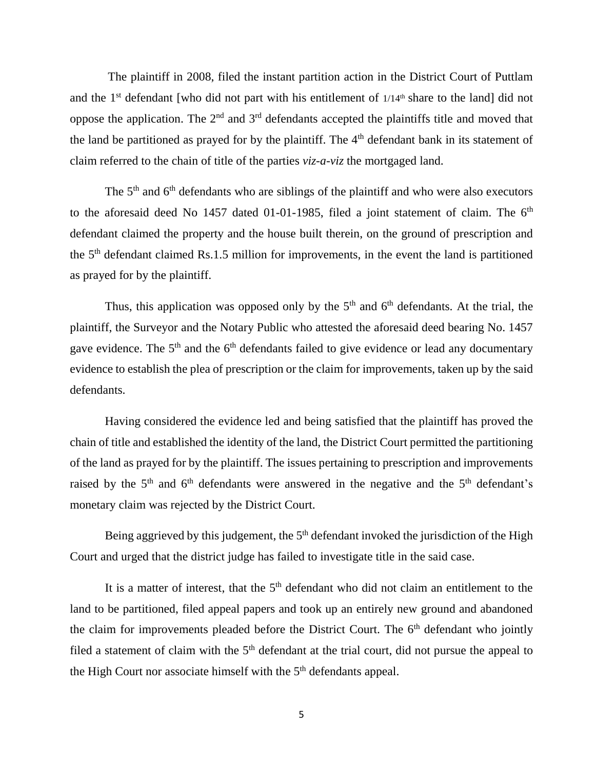The plaintiff in 2008, filed the instant partition action in the District Court of Puttlam and the 1st defendant [who did not part with his entitlement of 1/14th share to the land] did not oppose the application. The 2nd and 3rd defendants accepted the plaintiffs title and moved that the land be partitioned as prayed for by the plaintiff. The 4th defendant bank in its statement of claim referred to the chain of title of the parties *viz-a-viz* the mortgaged land.

The 5th and 6th defendants who are siblings of the plaintiff and who were also executors to the aforesaid deed No 1457 dated 01-01-1985, filed a joint statement of claim. The 6th defendant claimed the property and the house built therein, on the ground of prescription and the 5th defendant claimed Rs.1.5 million for improvements, in the event the land is partitioned as prayed for by the plaintiff.

Thus, this application was opposed only by the 5th and 6th defendants. At the trial, the plaintiff, the Surveyor and the Notary Public who attested the aforesaid deed bearing No. 1457 gave evidence. The 5th and the 6th defendants failed to give evidence or lead any documentary evidence to establish the plea of prescription or the claim for improvements, taken up by the said defendants.

Having considered the evidence led and being satisfied that the plaintiff has proved the chain of title and established the identity of the land, the District Court permitted the partitioning of the land as prayed for by the plaintiff. The issues pertaining to prescription and improvements raised by the 5th and 6th defendants were answered in the negative and the 5th defendant's monetary claim was rejected by the District Court.

Being aggrieved by this judgement, the 5th defendant invoked the jurisdiction of the High Court and urged that the district judge has failed to investigate title in the said case.

It is a matter of interest, that the 5th defendant who did not claim an entitlement to the land to be partitioned, filed appeal papers and took up an entirely new ground and abandoned the claim for improvements pleaded before the District Court. The 6th defendant who jointly filed a statement of claim with the 5th defendant at the trial court, did not pursue the appeal to the High Court nor associate himself with the 5th defendants appeal.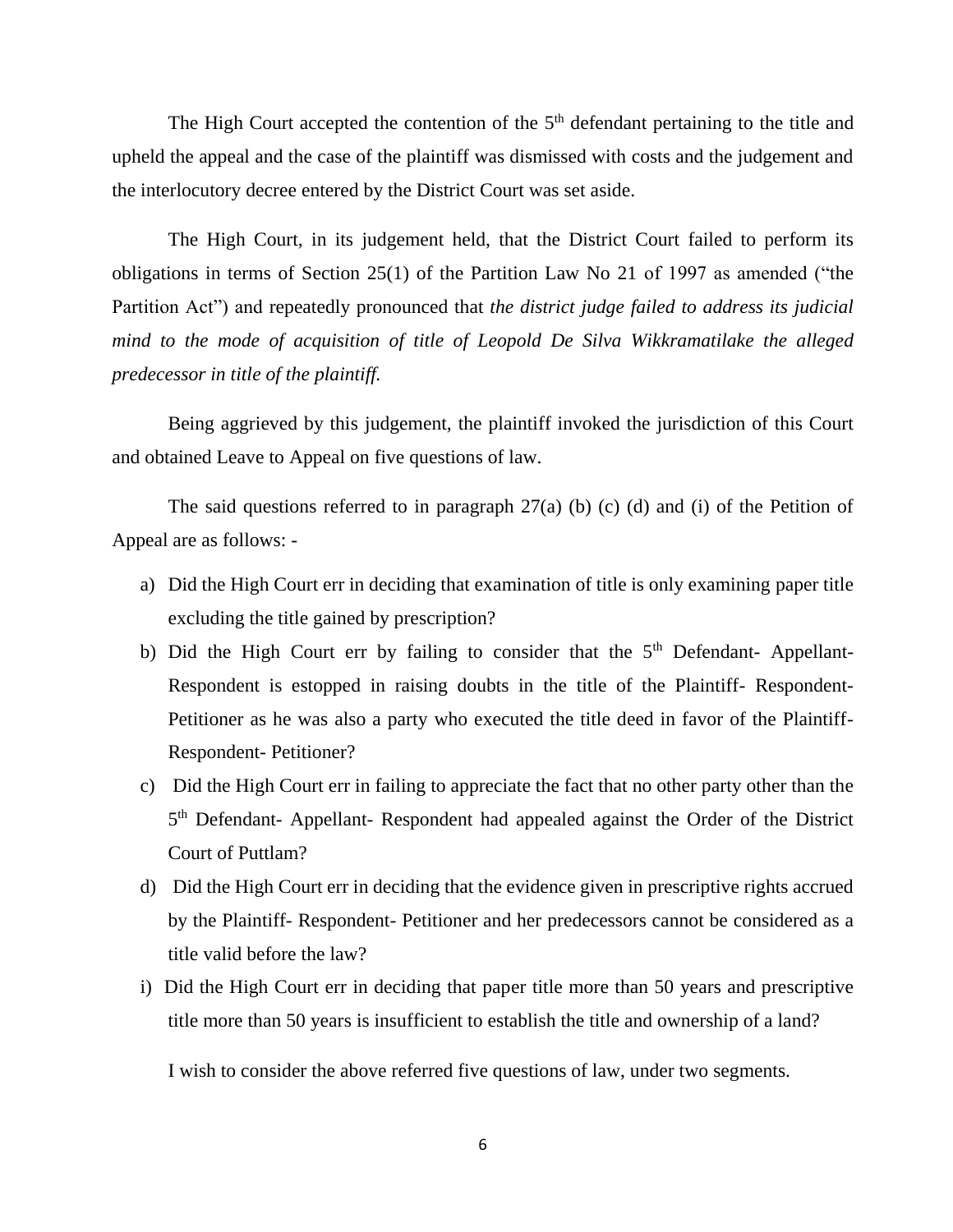The High Court accepted the contention of the 5th defendant pertaining to the title and upheld the appeal and the case of the plaintiff was dismissed with costs and the judgement and the interlocutory decree entered by the District Court was set aside.

The High Court, in its judgement held, that the District Court failed to perform its obligations in terms of Section 25(1) of the Partition Law No 21 of 1997 as amended ("the Partition Act") and repeatedly pronounced that *the district judge failed to address its judicial mind to the mode of acquisition of title of Leopold De Silva Wikkramatilake the alleged predecessor in title of the plaintiff.*

Being aggrieved by this judgement, the plaintiff invoked the jurisdiction of this Court and obtained Leave to Appeal on five questions of law.

The said questions referred to in paragraph 27(a) (b) (c) (d) and (i) of the Petition of Appeal are as follows: -

a) Did the High Court err in deciding that examination of title is only examining paper title excluding the title gained by prescription?
b) Did the High Court err by failing to consider that the 5th Defendant- Appellant- Respondent is estopped in raising doubts in the title of the Plaintiff- Respondent- Petitioner as he was also a party who executed the title deed in favor of the Plaintiff- Respondent- Petitioner?
c) Did the High Court err in failing to appreciate the fact that no other party other than the 5th Defendant- Appellant- Respondent had appealed against the Order of the District Court of Puttlam?
d) Did the High Court err in deciding that the evidence given in prescriptive rights accrued by the Plaintiff- Respondent- Petitioner and her predecessors cannot be considered as a title valid before the law?
i) Did the High Court err in deciding that paper title more than 50 years and prescriptive title more than 50 years is insufficient to establish the title and ownership of a land?

I wish to consider the above referred five questions of law, under two segments.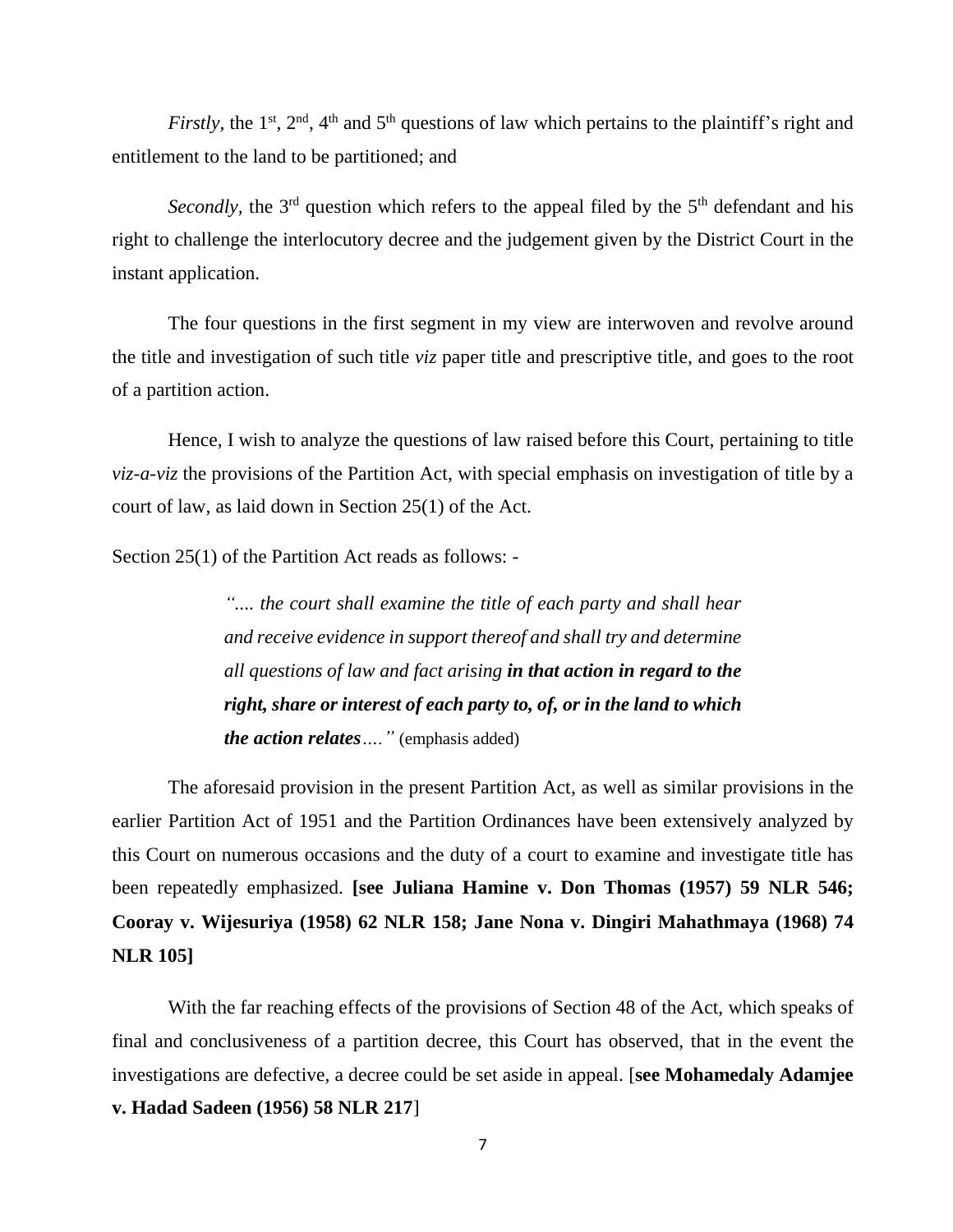*Firstly*, the 1st, 2nd, 4th and 5th questions of law which pertains to the plaintiff's right and entitlement to the land to be partitioned; and

*Secondly*, the 3rd question which refers to the appeal filed by the 5th defendant and his right to challenge the interlocutory decree and the judgement given by the District Court in the instant application.

The four questions in the first segment in my view are interwoven and revolve around the title and investigation of such title *viz* paper title and prescriptive title, and goes to the root of a partition action.

Hence, I wish to analyze the questions of law raised before this Court, pertaining to title *viz-a-viz* the provisions of the Partition Act, with special emphasis on investigation of title by a court of law, as laid down in Section 25(1) of the Act.

Section 25(1) of the Partition Act reads as follows: -

> *".... the court shall examine the title of each party and shall hear and receive evidence in support thereof and shall try and determine all questions of law and fact arising* ***in that action in regard to the right, share or interest of each party to, of, or in the land to which the action relates****...."* (emphasis added)

The aforesaid provision in the present Partition Act, as well as similar provisions in the earlier Partition Act of 1951 and the Partition Ordinances have been extensively analyzed by this Court on numerous occasions and the duty of a court to examine and investigate title has been repeatedly emphasized. **[see Juliana Hamine v. Don Thomas (1957) 59 NLR 546; Cooray v. Wijesuriya (1958) 62 NLR 158; Jane Nona v. Dingiri Mahathmaya (1968) 74 NLR 105]**

With the far reaching effects of the provisions of Section 48 of the Act, which speaks of final and conclusiveness of a partition decree, this Court has observed, that in the event the investigations are defective, a decree could be set aside in appeal. [**see Mohamedaly Adamjee v. Hadad Sadeen (1956) 58 NLR 217**]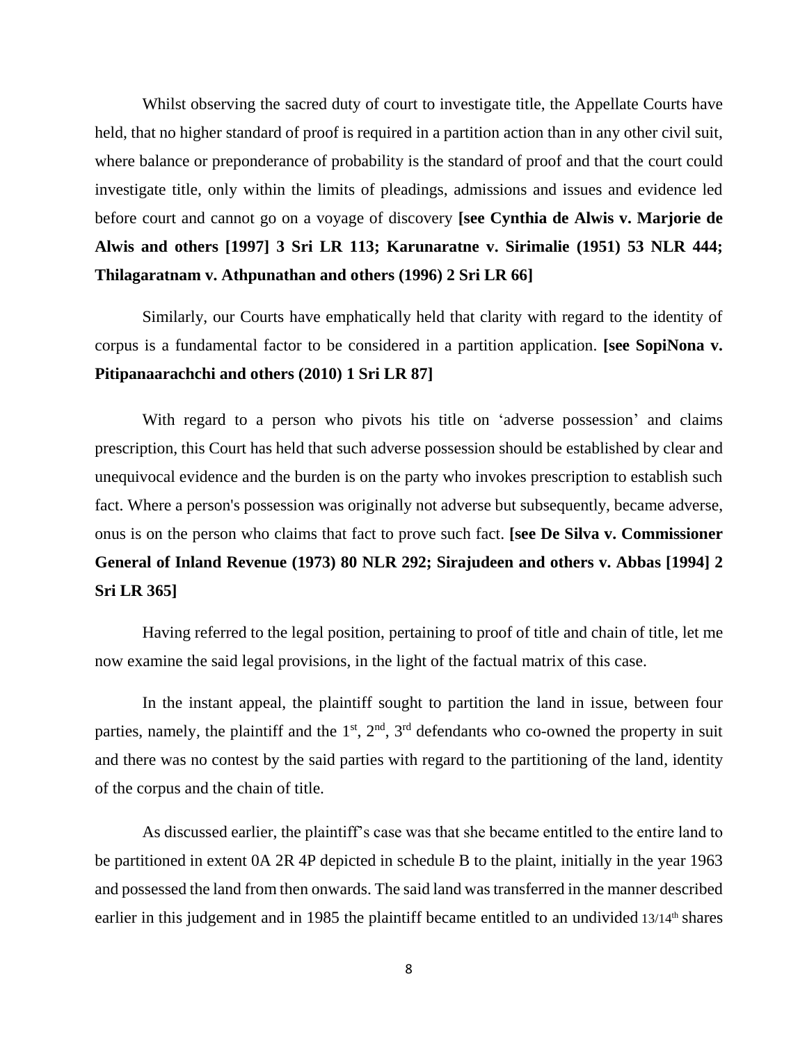Whilst observing the sacred duty of court to investigate title, the Appellate Courts have held, that no higher standard of proof is required in a partition action than in any other civil suit, where balance or preponderance of probability is the standard of proof and that the court could investigate title, only within the limits of pleadings, admissions and issues and evidence led before court and cannot go on a voyage of discovery **[see Cynthia de Alwis v. Marjorie de Alwis and others [1997] 3 Sri LR 113; Karunaratne v. Sirimalie (1951) 53 NLR 444; Thilagaratnam v. Athpunathan and others (1996) 2 Sri LR 66]**

Similarly, our Courts have emphatically held that clarity with regard to the identity of corpus is a fundamental factor to be considered in a partition application. **[see SopiNona v. Pitipanaarachchi and others (2010) 1 Sri LR 87]**

With regard to a person who pivots his title on 'adverse possession' and claims prescription, this Court has held that such adverse possession should be established by clear and unequivocal evidence and the burden is on the party who invokes prescription to establish such fact. Where a person's possession was originally not adverse but subsequently, became adverse, onus is on the person who claims that fact to prove such fact. **[see De Silva v. Commissioner General of Inland Revenue (1973) 80 NLR 292; Sirajudeen and others v. Abbas [1994] 2 Sri LR 365]**

Having referred to the legal position, pertaining to proof of title and chain of title, let me now examine the said legal provisions, in the light of the factual matrix of this case.

In the instant appeal, the plaintiff sought to partition the land in issue, between four parties, namely, the plaintiff and the 1st, 2nd, 3rd defendants who co-owned the property in suit and there was no contest by the said parties with regard to the partitioning of the land, identity of the corpus and the chain of title.

As discussed earlier, the plaintiff's case was that she became entitled to the entire land to be partitioned in extent 0A 2R 4P depicted in schedule B to the plaint, initially in the year 1963 and possessed the land from then onwards. The said land was transferred in the manner described earlier in this judgement and in 1985 the plaintiff became entitled to an undivided 13/14th shares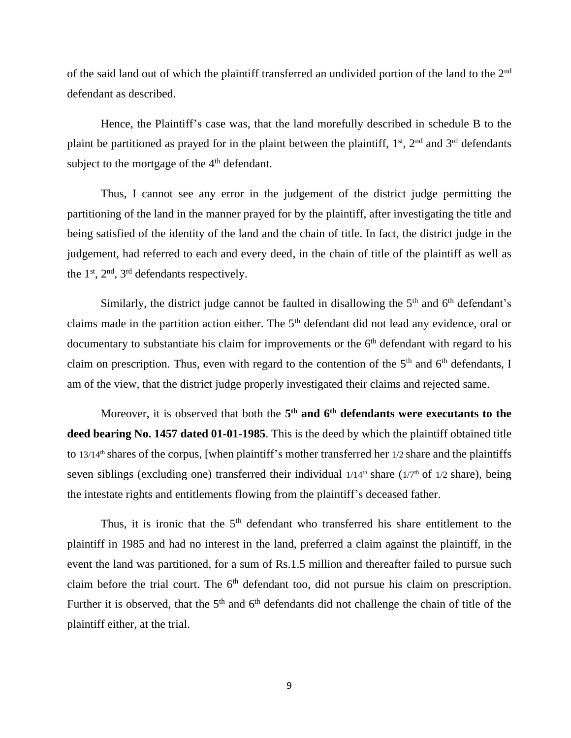of the said land out of which the plaintiff transferred an undivided portion of the land to the 2nd defendant as described.

Hence, the Plaintiff's case was, that the land morefully described in schedule B to the plaint be partitioned as prayed for in the plaint between the plaintiff, 1st, 2nd and 3rd defendants subject to the mortgage of the 4th defendant.

Thus, I cannot see any error in the judgement of the district judge permitting the partitioning of the land in the manner prayed for by the plaintiff, after investigating the title and being satisfied of the identity of the land and the chain of title. In fact, the district judge in the judgement, had referred to each and every deed, in the chain of title of the plaintiff as well as the 1st, 2nd, 3rd defendants respectively.

Similarly, the district judge cannot be faulted in disallowing the 5th and 6th defendant's claims made in the partition action either. The 5th defendant did not lead any evidence, oral or documentary to substantiate his claim for improvements or the 6th defendant with regard to his claim on prescription. Thus, even with regard to the contention of the 5th and 6th defendants, I am of the view, that the district judge properly investigated their claims and rejected same.

Moreover, it is observed that both the **5th and 6th defendants were executants to the deed bearing No. 1457 dated 01-01-1985**. This is the deed by which the plaintiff obtained title to 13/14th shares of the corpus, [when plaintiff's mother transferred her 1/2 share and the plaintiffs seven siblings (excluding one) transferred their individual 1/14th share (1/7th of 1/2 share), being the intestate rights and entitlements flowing from the plaintiff's deceased father.

Thus, it is ironic that the 5th defendant who transferred his share entitlement to the plaintiff in 1985 and had no interest in the land, preferred a claim against the plaintiff, in the event the land was partitioned, for a sum of Rs.1.5 million and thereafter failed to pursue such claim before the trial court. The 6th defendant too, did not pursue his claim on prescription. Further it is observed, that the 5th and 6th defendants did not challenge the chain of title of the plaintiff either, at the trial.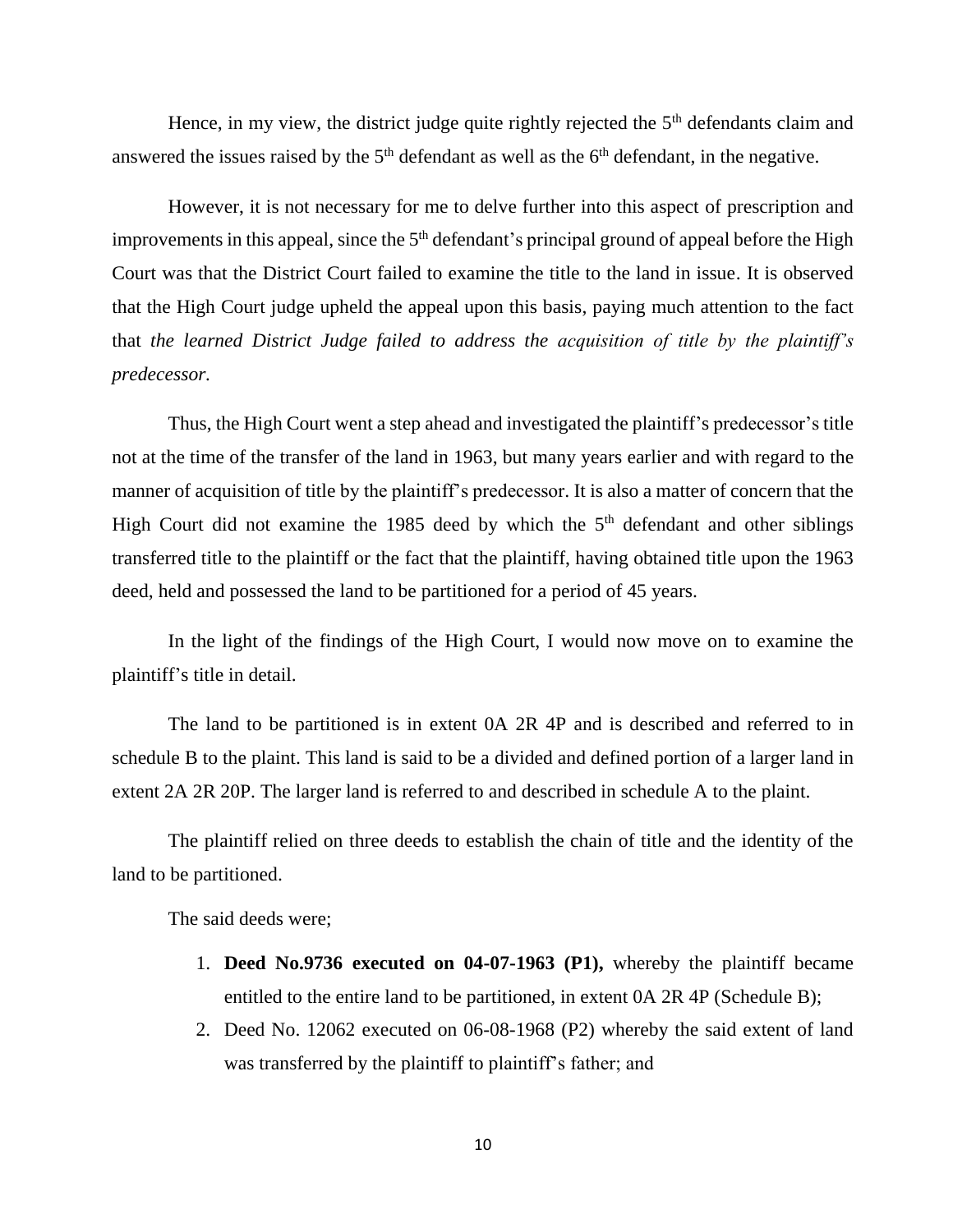Hence, in my view, the district judge quite rightly rejected the 5th defendants claim and answered the issues raised by the 5th defendant as well as the 6th defendant, in the negative.

However, it is not necessary for me to delve further into this aspect of prescription and improvements in this appeal, since the 5th defendant's principal ground of appeal before the High Court was that the District Court failed to examine the title to the land in issue. It is observed that the High Court judge upheld the appeal upon this basis, paying much attention to the fact that *the learned District Judge failed to address the acquisition of title by the plaintiff's predecessor.*

Thus, the High Court went a step ahead and investigated the plaintiff's predecessor's title not at the time of the transfer of the land in 1963, but many years earlier and with regard to the manner of acquisition of title by the plaintiff's predecessor. It is also a matter of concern that the High Court did not examine the 1985 deed by which the 5th defendant and other siblings transferred title to the plaintiff or the fact that the plaintiff, having obtained title upon the 1963 deed, held and possessed the land to be partitioned for a period of 45 years.

In the light of the findings of the High Court, I would now move on to examine the plaintiff's title in detail.

The land to be partitioned is in extent 0A 2R 4P and is described and referred to in schedule B to the plaint. This land is said to be a divided and defined portion of a larger land in extent 2A 2R 20P. The larger land is referred to and described in schedule A to the plaint.

The plaintiff relied on three deeds to establish the chain of title and the identity of the land to be partitioned.

The said deeds were;

1. **Deed No.9736 executed on 04-07-1963 (P1),** whereby the plaintiff became entitled to the entire land to be partitioned, in extent 0A 2R 4P (Schedule B);
2. Deed No. 12062 executed on 06-08-1968 (P2) whereby the said extent of land was transferred by the plaintiff to plaintiff's father; and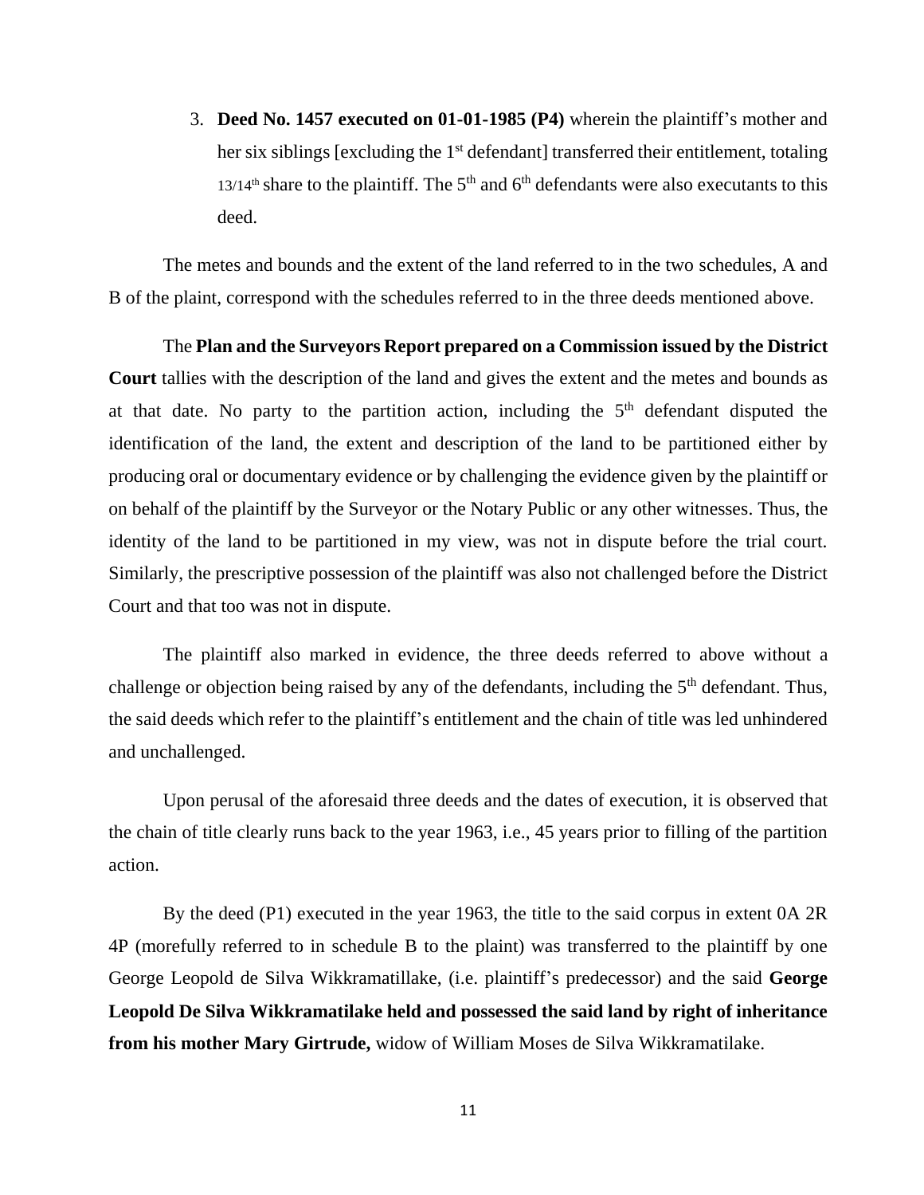3. **Deed No. 1457 executed on 01-01-1985 (P4)** wherein the plaintiff's mother and her six siblings [excluding the 1st defendant] transferred their entitlement, totaling 13/14th share to the plaintiff. The 5th and 6th defendants were also executants to this deed.

The metes and bounds and the extent of the land referred to in the two schedules, A and B of the plaint, correspond with the schedules referred to in the three deeds mentioned above.

The **Plan and the Surveyors Report prepared on a Commission issued by the District Court** tallies with the description of the land and gives the extent and the metes and bounds as at that date. No party to the partition action, including the 5th defendant disputed the identification of the land, the extent and description of the land to be partitioned either by producing oral or documentary evidence or by challenging the evidence given by the plaintiff or on behalf of the plaintiff by the Surveyor or the Notary Public or any other witnesses. Thus, the identity of the land to be partitioned in my view, was not in dispute before the trial court. Similarly, the prescriptive possession of the plaintiff was also not challenged before the District Court and that too was not in dispute.

The plaintiff also marked in evidence, the three deeds referred to above without a challenge or objection being raised by any of the defendants, including the 5th defendant. Thus, the said deeds which refer to the plaintiff's entitlement and the chain of title was led unhindered and unchallenged.

Upon perusal of the aforesaid three deeds and the dates of execution, it is observed that the chain of title clearly runs back to the year 1963, i.e., 45 years prior to filling of the partition action.

By the deed (P1) executed in the year 1963, the title to the said corpus in extent 0A 2R 4P (morefully referred to in schedule B to the plaint) was transferred to the plaintiff by one George Leopold de Silva Wikkramatillake, (i.e. plaintiff's predecessor) and the said **George Leopold De Silva Wikkramatilake held and possessed the said land by right of inheritance from his mother Mary Girtrude,** widow of William Moses de Silva Wikkramatilake.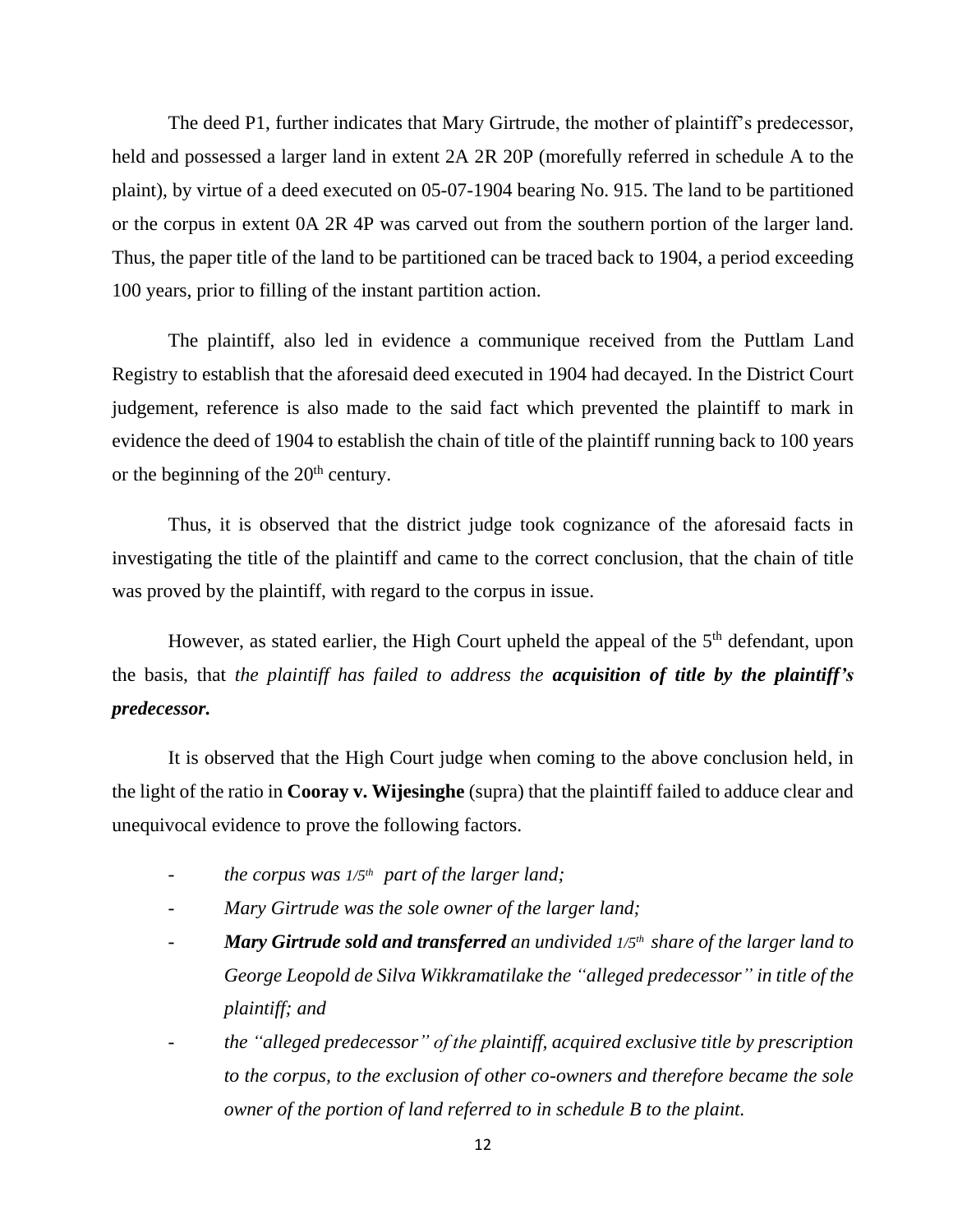The deed P1, further indicates that Mary Girtrude, the mother of plaintiff's predecessor, held and possessed a larger land in extent 2A 2R 20P (morefully referred in schedule A to the plaint), by virtue of a deed executed on 05-07-1904 bearing No. 915. The land to be partitioned or the corpus in extent 0A 2R 4P was carved out from the southern portion of the larger land. Thus, the paper title of the land to be partitioned can be traced back to 1904, a period exceeding 100 years, prior to filling of the instant partition action.

The plaintiff, also led in evidence a communique received from the Puttlam Land Registry to establish that the aforesaid deed executed in 1904 had decayed. In the District Court judgement, reference is also made to the said fact which prevented the plaintiff to mark in evidence the deed of 1904 to establish the chain of title of the plaintiff running back to 100 years or the beginning of the 20th century.

Thus, it is observed that the district judge took cognizance of the aforesaid facts in investigating the title of the plaintiff and came to the correct conclusion, that the chain of title was proved by the plaintiff, with regard to the corpus in issue.

However, as stated earlier, the High Court upheld the appeal of the 5th defendant, upon the basis, that *the plaintiff has failed to address the **acquisition of title by the plaintiff's predecessor.***

It is observed that the High Court judge when coming to the above conclusion held, in the light of the ratio in **Cooray v. Wijesinghe** (supra) that the plaintiff failed to adduce clear and unequivocal evidence to prove the following factors.

- *the corpus was 1/5th part of the larger land;*
- *Mary Girtrude was the sole owner of the larger land;*
- ***Mary Girtrude sold and transferred** an undivided 1/5th share of the larger land to George Leopold de Silva Wikkramatilake the "alleged predecessor" in title of the plaintiff; and*
- *the "alleged predecessor" of the plaintiff, acquired exclusive title by prescription to the corpus, to the exclusion of other co-owners and therefore became the sole owner of the portion of land referred to in schedule B to the plaint.*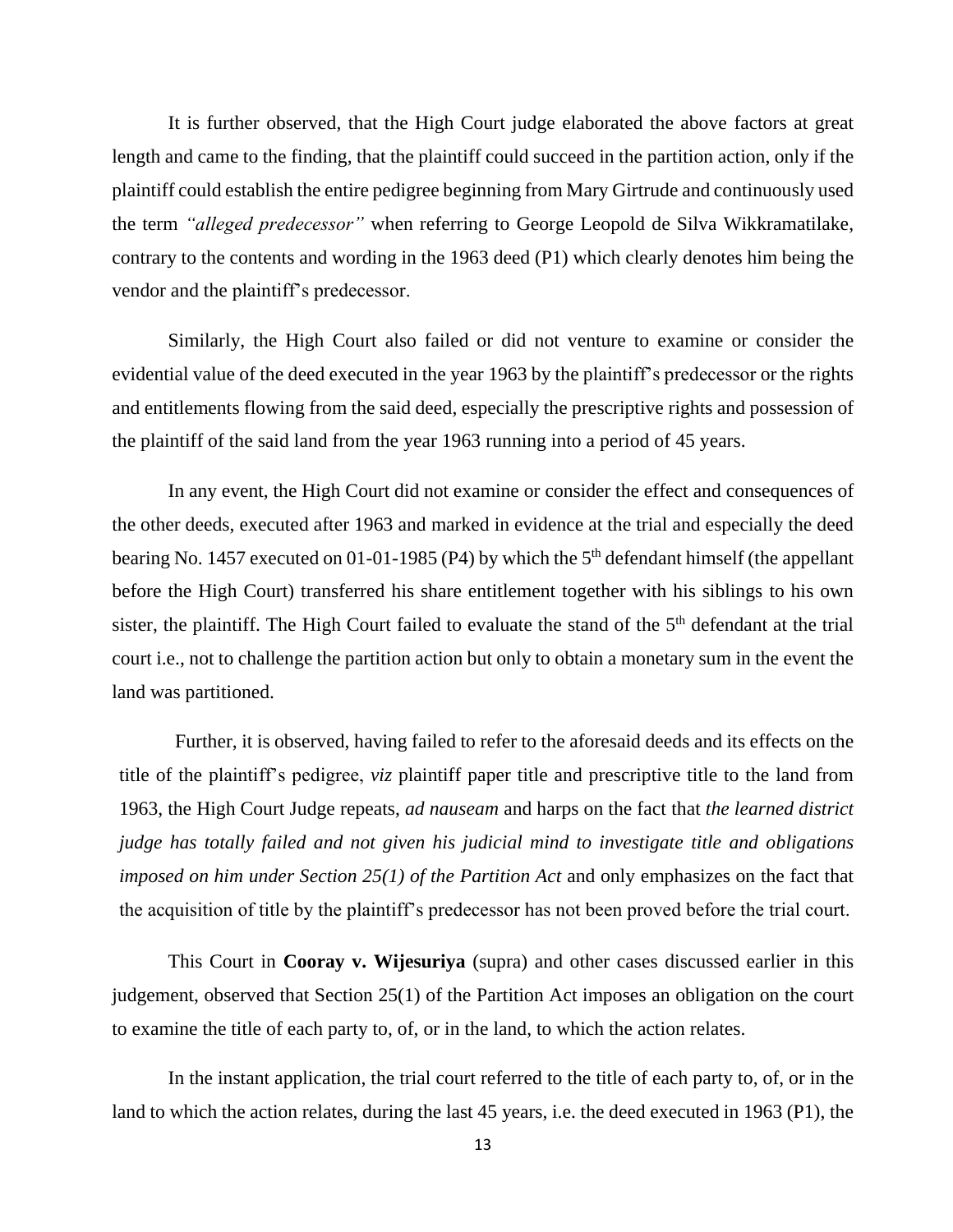It is further observed, that the High Court judge elaborated the above factors at great length and came to the finding, that the plaintiff could succeed in the partition action, only if the plaintiff could establish the entire pedigree beginning from Mary Girtrude and continuously used the term *"alleged predecessor"* when referring to George Leopold de Silva Wikkramatilake, contrary to the contents and wording in the 1963 deed (P1) which clearly denotes him being the vendor and the plaintiff's predecessor.

Similarly, the High Court also failed or did not venture to examine or consider the evidential value of the deed executed in the year 1963 by the plaintiff's predecessor or the rights and entitlements flowing from the said deed, especially the prescriptive rights and possession of the plaintiff of the said land from the year 1963 running into a period of 45 years.

In any event, the High Court did not examine or consider the effect and consequences of the other deeds, executed after 1963 and marked in evidence at the trial and especially the deed bearing No. 1457 executed on 01-01-1985 (P4) by which the 5th defendant himself (the appellant before the High Court) transferred his share entitlement together with his siblings to his own sister, the plaintiff. The High Court failed to evaluate the stand of the 5th defendant at the trial court i.e., not to challenge the partition action but only to obtain a monetary sum in the event the land was partitioned.

Further, it is observed, having failed to refer to the aforesaid deeds and its effects on the title of the plaintiff's pedigree, *viz* plaintiff paper title and prescriptive title to the land from 1963, the High Court Judge repeats, *ad nauseam* and harps on the fact that *the learned district judge has totally failed and not given his judicial mind to investigate title and obligations imposed on him under Section 25(1) of the Partition Act* and only emphasizes on the fact that the acquisition of title by the plaintiff's predecessor has not been proved before the trial court.

This Court in **Cooray v. Wijesuriya** (supra) and other cases discussed earlier in this judgement, observed that Section 25(1) of the Partition Act imposes an obligation on the court to examine the title of each party to, of, or in the land, to which the action relates.

In the instant application, the trial court referred to the title of each party to, of, or in the land to which the action relates, during the last 45 years, i.e. the deed executed in 1963 (P1), the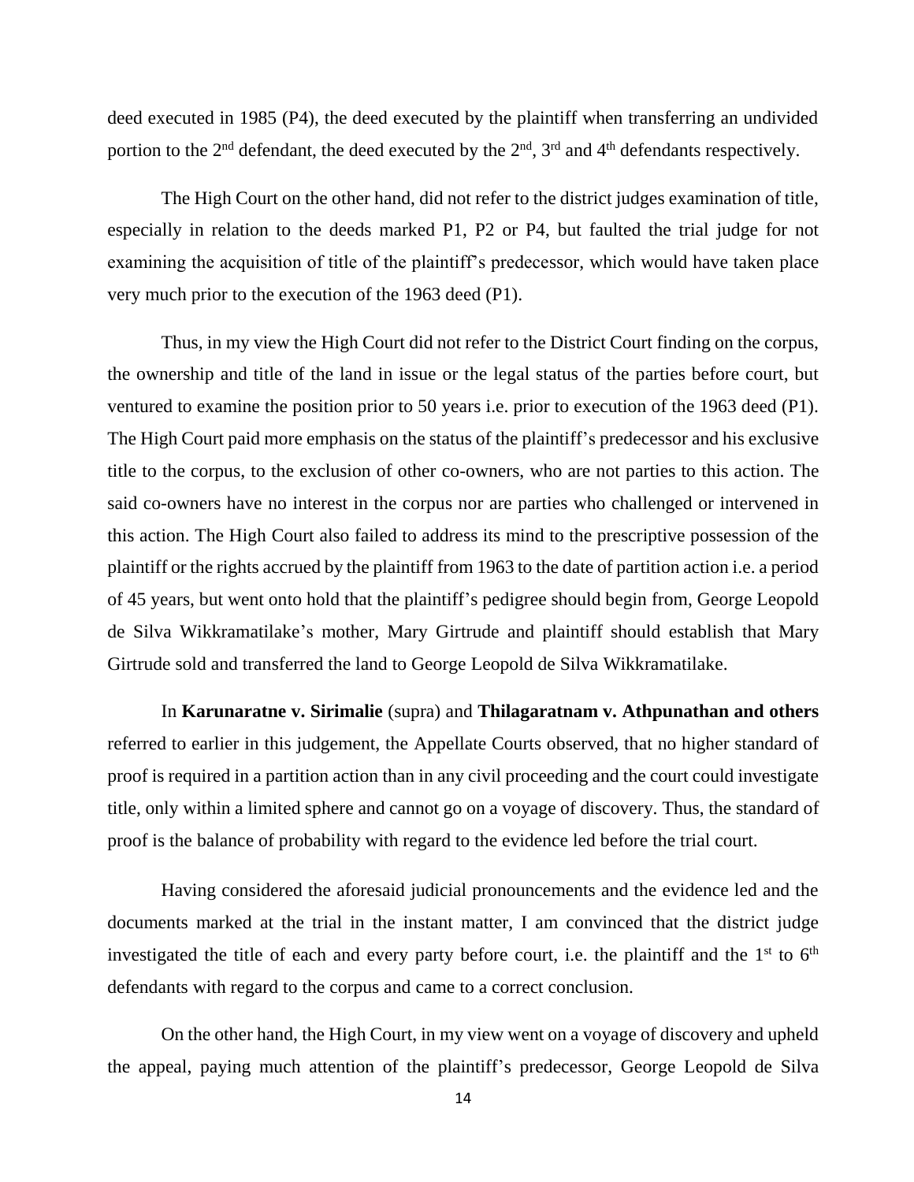deed executed in 1985 (P4), the deed executed by the plaintiff when transferring an undivided portion to the 2nd defendant, the deed executed by the 2nd, 3rd and 4th defendants respectively.

The High Court on the other hand, did not refer to the district judges examination of title, especially in relation to the deeds marked P1, P2 or P4, but faulted the trial judge for not examining the acquisition of title of the plaintiff's predecessor, which would have taken place very much prior to the execution of the 1963 deed (P1).

Thus, in my view the High Court did not refer to the District Court finding on the corpus, the ownership and title of the land in issue or the legal status of the parties before court, but ventured to examine the position prior to 50 years i.e. prior to execution of the 1963 deed (P1). The High Court paid more emphasis on the status of the plaintiff's predecessor and his exclusive title to the corpus, to the exclusion of other co-owners, who are not parties to this action. The said co-owners have no interest in the corpus nor are parties who challenged or intervened in this action. The High Court also failed to address its mind to the prescriptive possession of the plaintiff or the rights accrued by the plaintiff from 1963 to the date of partition action i.e. a period of 45 years, but went onto hold that the plaintiff's pedigree should begin from, George Leopold de Silva Wikkramatilake's mother, Mary Girtrude and plaintiff should establish that Mary Girtrude sold and transferred the land to George Leopold de Silva Wikkramatilake.

In **Karunaratne v. Sirimalie** (supra) and **Thilagaratnam v. Athpunathan and others** referred to earlier in this judgement, the Appellate Courts observed, that no higher standard of proof is required in a partition action than in any civil proceeding and the court could investigate title, only within a limited sphere and cannot go on a voyage of discovery. Thus, the standard of proof is the balance of probability with regard to the evidence led before the trial court.

Having considered the aforesaid judicial pronouncements and the evidence led and the documents marked at the trial in the instant matter, I am convinced that the district judge investigated the title of each and every party before court, i.e. the plaintiff and the 1st to 6th defendants with regard to the corpus and came to a correct conclusion.

On the other hand, the High Court, in my view went on a voyage of discovery and upheld the appeal, paying much attention of the plaintiff's predecessor, George Leopold de Silva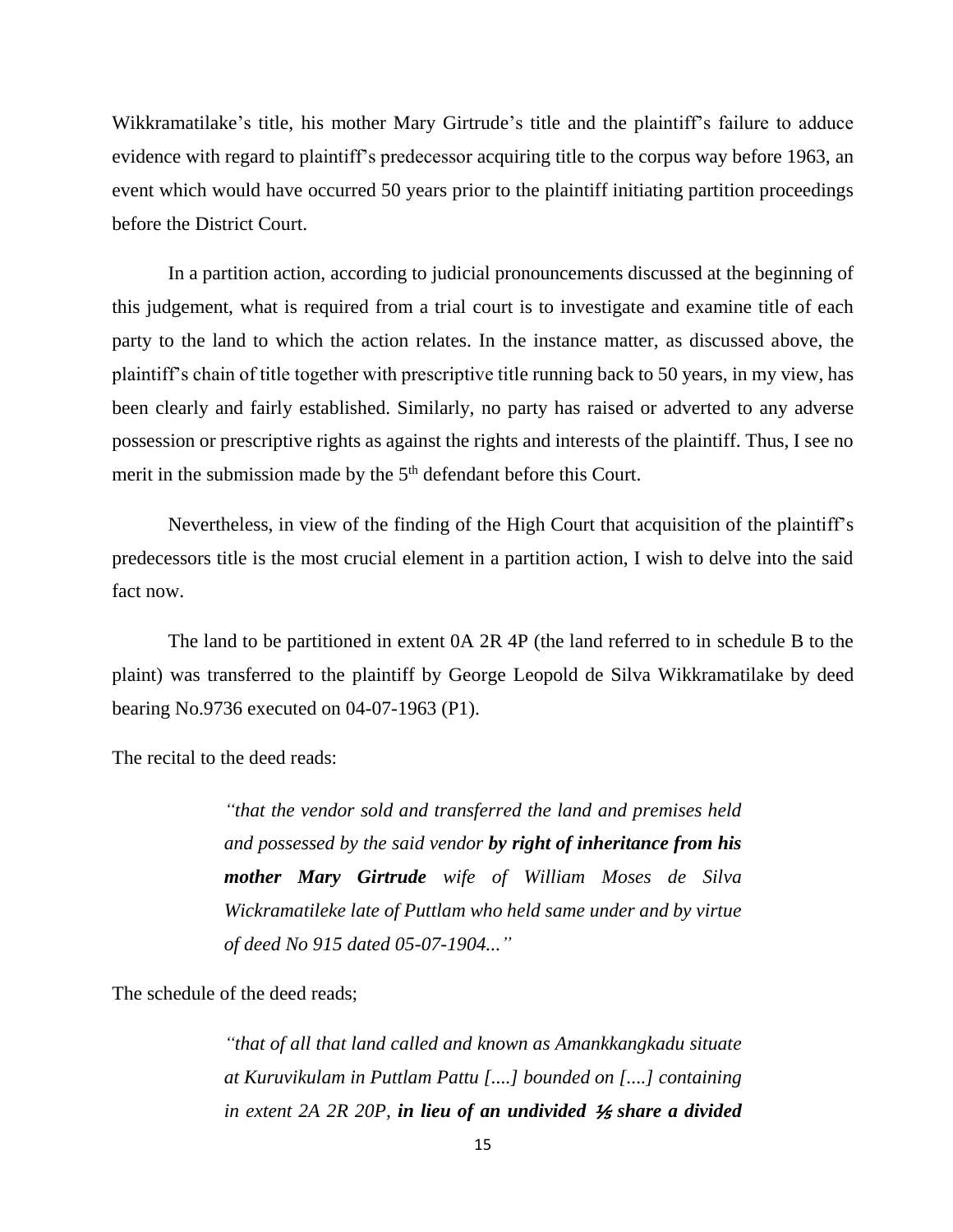Wikkramatilake's title, his mother Mary Girtrude's title and the plaintiff's failure to adduce evidence with regard to plaintiff's predecessor acquiring title to the corpus way before 1963, an event which would have occurred 50 years prior to the plaintiff initiating partition proceedings before the District Court.

In a partition action, according to judicial pronouncements discussed at the beginning of this judgement, what is required from a trial court is to investigate and examine title of each party to the land to which the action relates. In the instance matter, as discussed above, the plaintiff's chain of title together with prescriptive title running back to 50 years, in my view, has been clearly and fairly established. Similarly, no party has raised or adverted to any adverse possession or prescriptive rights as against the rights and interests of the plaintiff. Thus, I see no merit in the submission made by the 5th defendant before this Court.

Nevertheless, in view of the finding of the High Court that acquisition of the plaintiff's predecessors title is the most crucial element in a partition action, I wish to delve into the said fact now.

The land to be partitioned in extent 0A 2R 4P (the land referred to in schedule B to the plaint) was transferred to the plaintiff by George Leopold de Silva Wikkramatilake by deed bearing No.9736 executed on 04-07-1963 (P1).

The recital to the deed reads:

> *"that the vendor sold and transferred the land and premises held and possessed by the said vendor* ***by right of inheritance from his mother Mary Girtrude*** *wife of William Moses de Silva Wickramatileke late of Puttlam who held same under and by virtue of deed No 915 dated 05-07-1904..."*

The schedule of the deed reads;

> *"that of all that land called and known as Amankkangkadu situate at Kuruvikulam in Puttlam Pattu [....] bounded on [....] containing in extent 2A 2R 20P,* ***in lieu of an undivided ⅕ share a divided***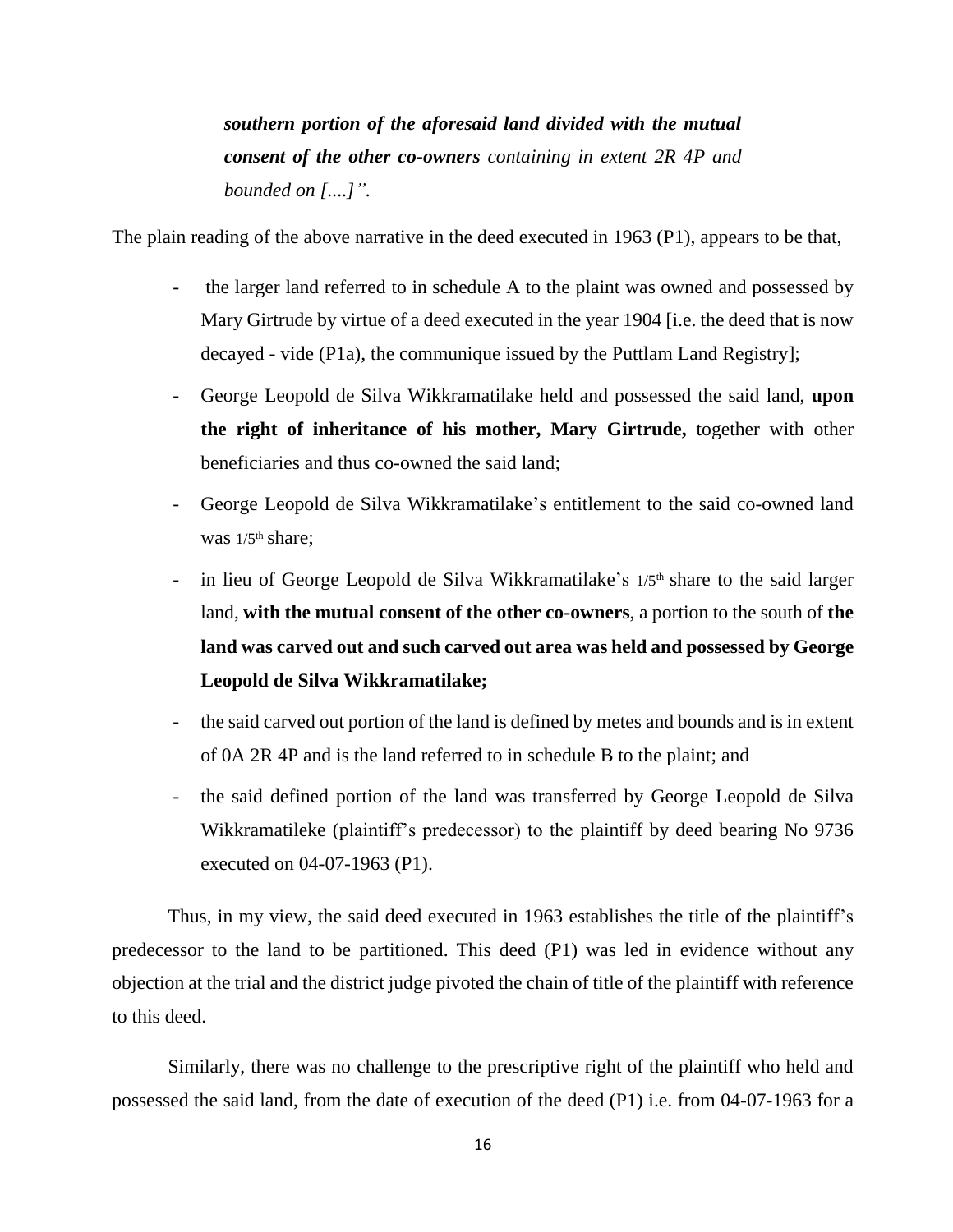> ***southern portion of the aforesaid land divided with the mutual consent of the other co-owners** containing in extent 2R 4P and bounded on [....]".*

The plain reading of the above narrative in the deed executed in 1963 (P1), appears to be that,

- the larger land referred to in schedule A to the plaint was owned and possessed by Mary Girtrude by virtue of a deed executed in the year 1904 [i.e. the deed that is now decayed - vide (P1a), the communique issued by the Puttlam Land Registry];
- George Leopold de Silva Wikkramatilake held and possessed the said land, **upon the right of inheritance of his mother, Mary Girtrude,** together with other beneficiaries and thus co-owned the said land;
- George Leopold de Silva Wikkramatilake's entitlement to the said co-owned land was 1/5th share;
- in lieu of George Leopold de Silva Wikkramatilake's 1/5th share to the said larger land, **with the mutual consent of the other co-owners**, a portion to the south of **the land was carved out and such carved out area was held and possessed by George Leopold de Silva Wikkramatilake;**
- the said carved out portion of the land is defined by metes and bounds and is in extent of 0A 2R 4P and is the land referred to in schedule B to the plaint; and
- the said defined portion of the land was transferred by George Leopold de Silva Wikkramatileke (plaintiff's predecessor) to the plaintiff by deed bearing No 9736 executed on 04-07-1963 (P1).

Thus, in my view, the said deed executed in 1963 establishes the title of the plaintiff's predecessor to the land to be partitioned. This deed (P1) was led in evidence without any objection at the trial and the district judge pivoted the chain of title of the plaintiff with reference to this deed.

Similarly, there was no challenge to the prescriptive right of the plaintiff who held and possessed the said land, from the date of execution of the deed (P1) i.e. from 04-07-1963 for a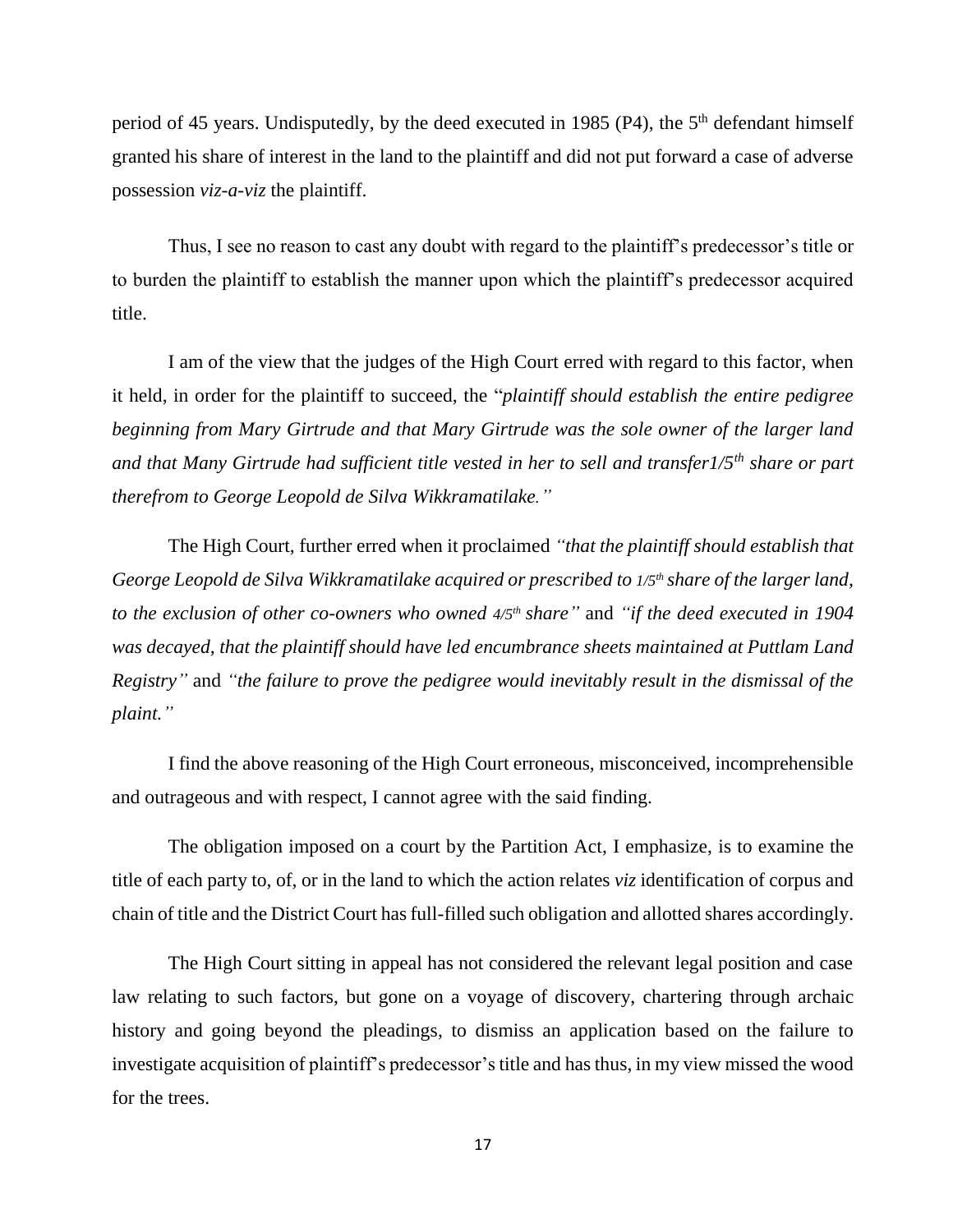period of 45 years. Undisputedly, by the deed executed in 1985 (P4), the 5th defendant himself granted his share of interest in the land to the plaintiff and did not put forward a case of adverse possession *viz-a-viz* the plaintiff.

Thus, I see no reason to cast any doubt with regard to the plaintiff's predecessor's title or to burden the plaintiff to establish the manner upon which the plaintiff's predecessor acquired title.

I am of the view that the judges of the High Court erred with regard to this factor, when it held, in order for the plaintiff to succeed, the "*plaintiff should establish the entire pedigree beginning from Mary Girtrude and that Mary Girtrude was the sole owner of the larger land and that Many Girtrude had sufficient title vested in her to sell and transfer1/5th share or part therefrom to George Leopold de Silva Wikkramatilake.*"

The High Court, further erred when it proclaimed *"that the plaintiff should establish that George Leopold de Silva Wikkramatilake acquired or prescribed to 1/5th share of the larger land, to the exclusion of other co-owners who owned 4/5th share"* and *"if the deed executed in 1904 was decayed, that the plaintiff should have led encumbrance sheets maintained at Puttlam Land Registry"* and *"the failure to prove the pedigree would inevitably result in the dismissal of the plaint."*

I find the above reasoning of the High Court erroneous, misconceived, incomprehensible and outrageous and with respect, I cannot agree with the said finding.

The obligation imposed on a court by the Partition Act, I emphasize, is to examine the title of each party to, of, or in the land to which the action relates *viz* identification of corpus and chain of title and the District Court has full-filled such obligation and allotted shares accordingly.

The High Court sitting in appeal has not considered the relevant legal position and case law relating to such factors, but gone on a voyage of discovery, chartering through archaic history and going beyond the pleadings, to dismiss an application based on the failure to investigate acquisition of plaintiff's predecessor's title and has thus, in my view missed the wood for the trees.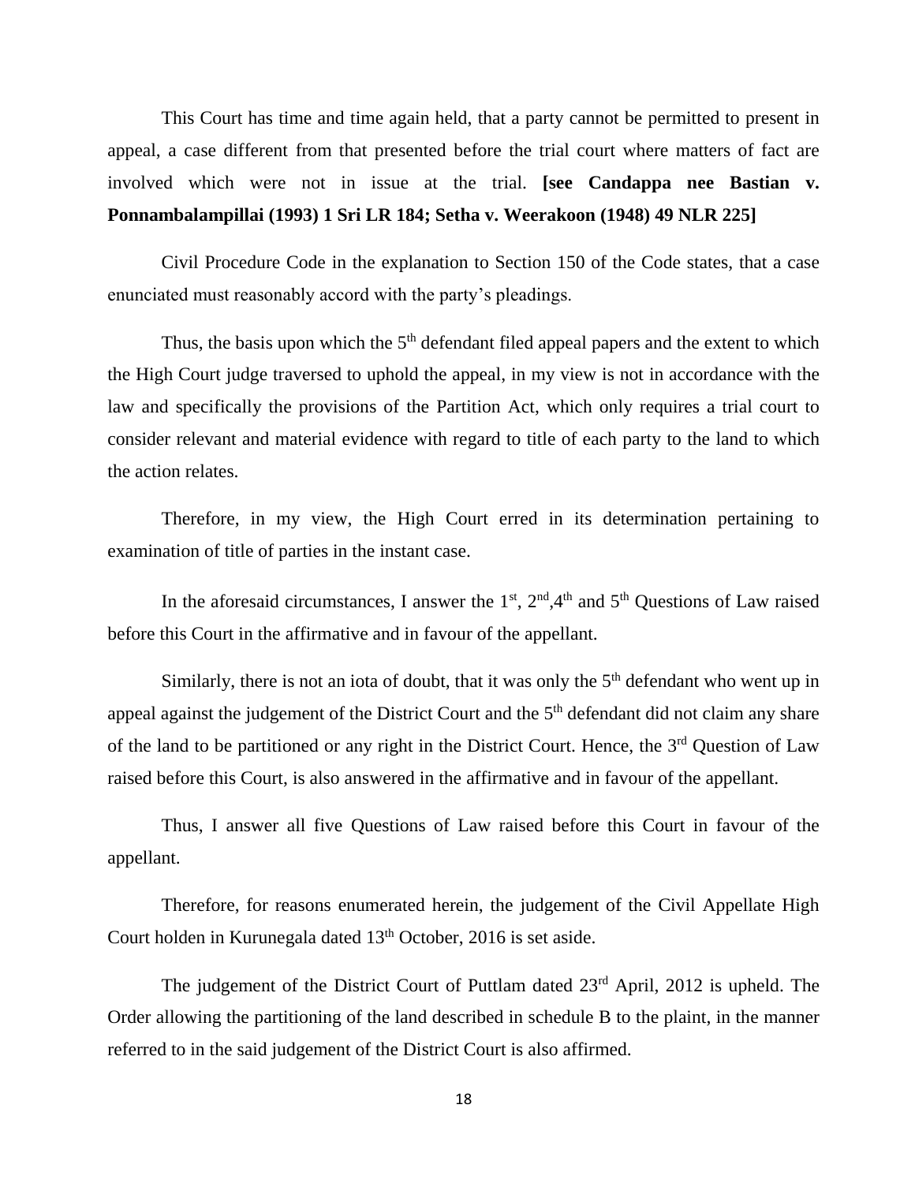This Court has time and time again held, that a party cannot be permitted to present in appeal, a case different from that presented before the trial court where matters of fact are involved which were not in issue at the trial. **[see Candappa nee Bastian v. Ponnambalampillai (1993) 1 Sri LR 184; Setha v. Weerakoon (1948) 49 NLR 225]**

Civil Procedure Code in the explanation to Section 150 of the Code states, that a case enunciated must reasonably accord with the party's pleadings.

Thus, the basis upon which the 5th defendant filed appeal papers and the extent to which the High Court judge traversed to uphold the appeal, in my view is not in accordance with the law and specifically the provisions of the Partition Act, which only requires a trial court to consider relevant and material evidence with regard to title of each party to the land to which the action relates.

Therefore, in my view, the High Court erred in its determination pertaining to examination of title of parties in the instant case.

In the aforesaid circumstances, I answer the 1st, 2nd,4th and 5th Questions of Law raised before this Court in the affirmative and in favour of the appellant.

Similarly, there is not an iota of doubt, that it was only the 5th defendant who went up in appeal against the judgement of the District Court and the 5th defendant did not claim any share of the land to be partitioned or any right in the District Court. Hence, the 3rd Question of Law raised before this Court, is also answered in the affirmative and in favour of the appellant.

Thus, I answer all five Questions of Law raised before this Court in favour of the appellant.

Therefore, for reasons enumerated herein, the judgement of the Civil Appellate High Court holden in Kurunegala dated 13th October, 2016 is set aside.

The judgement of the District Court of Puttlam dated 23rd April, 2012 is upheld. The Order allowing the partitioning of the land described in schedule B to the plaint, in the manner referred to in the said judgement of the District Court is also affirmed.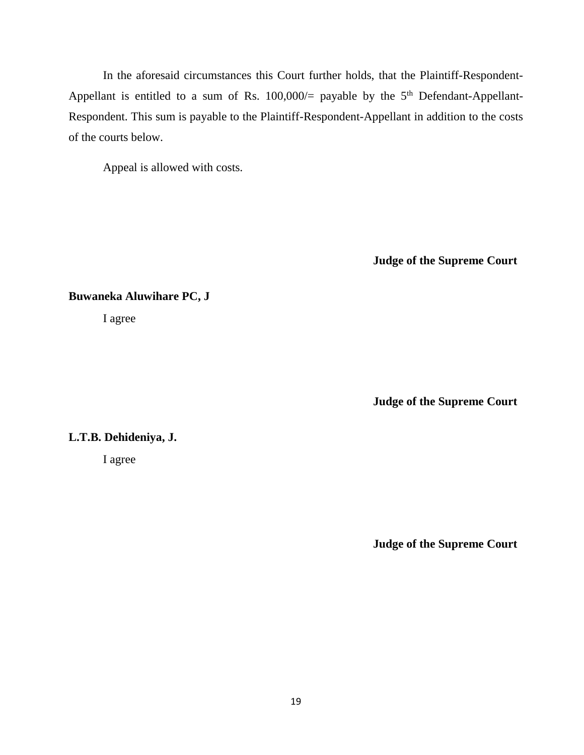In the aforesaid circumstances this Court further holds, that the Plaintiff-Respondent-Appellant is entitled to a sum of Rs. 100,000/= payable by the 5th Defendant-Appellant-Respondent. This sum is payable to the Plaintiff-Respondent-Appellant in addition to the costs of the courts below.

Appeal is allowed with costs.

**Judge of the Supreme Court**

**Buwaneka Aluwihare PC, J**

I agree

**Judge of the Supreme Court**

**L.T.B. Dehideniya, J.**

I agree

**Judge of the Supreme Court**